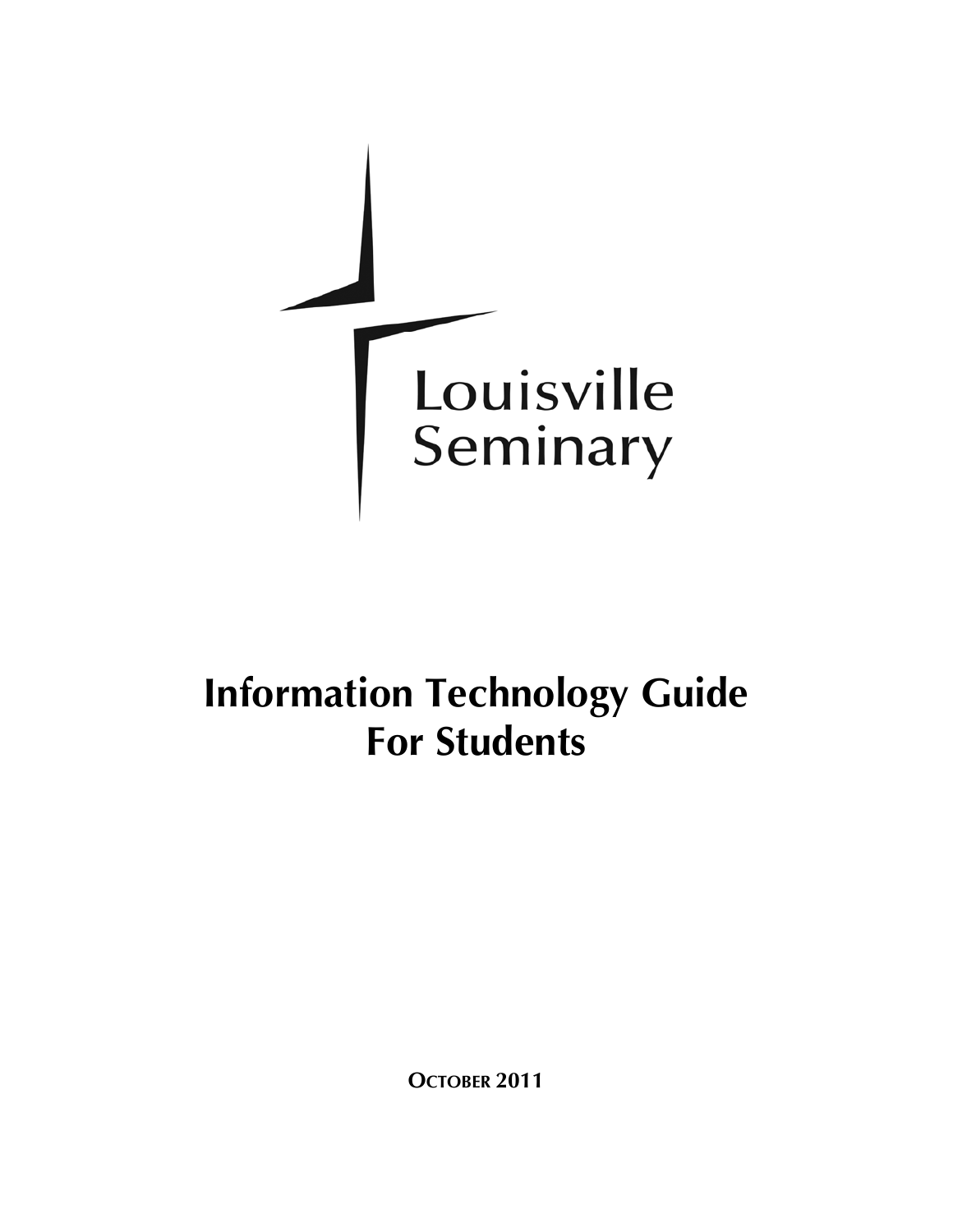Louisville Seminary

# Information Technology Guide For Students

**October 2011**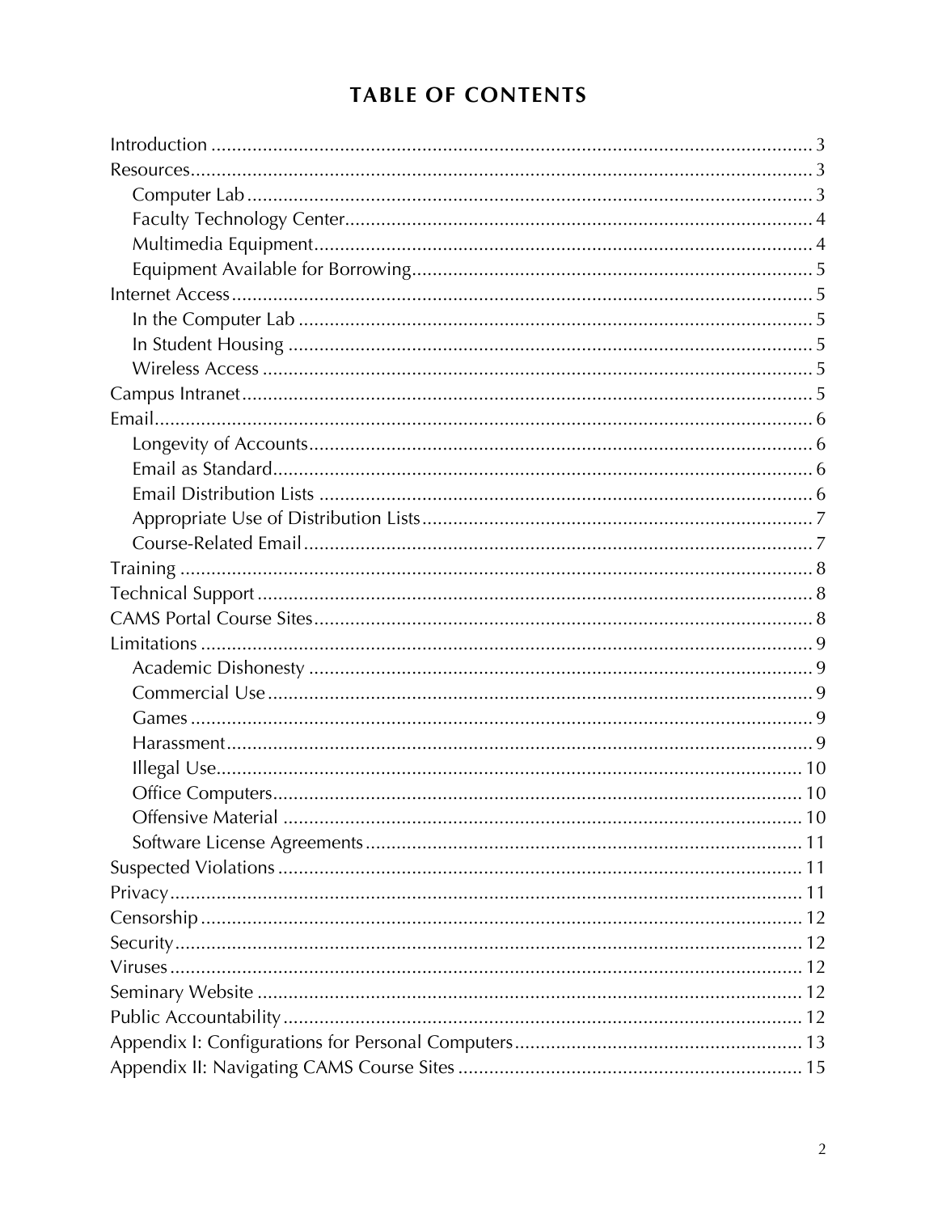# TABLE OF CONTENTS

- Introduction ..... 3
- Resources ..... 3
  - Computer Lab ..... 3
  - Faculty Technology Center ..... 4
  - Multimedia Equipment ..... 4
  - Equipment Available for Borrowing ..... 5
- Internet Access ..... 5
  - In the Computer Lab ..... 5
  - In Student Housing ..... 5
  - Wireless Access ..... 5
- Campus Intranet ..... 5
- Email ..... 6
  - Longevity of Accounts ..... 6
  - Email as Standard ..... 6
  - Email Distribution Lists ..... 6
  - Appropriate Use of Distribution Lists ..... 7
  - Course-Related Email ..... 7
- Training ..... 8
- Technical Support ..... 8
- CAMS Portal Course Sites ..... 8
- Limitations ..... 9
  - Academic Dishonesty ..... 9
  - Commercial Use ..... 9
  - Games ..... 9
  - Harassment ..... 9
  - Illegal Use ..... 10
  - Office Computers ..... 10
  - Offensive Material ..... 10
  - Software License Agreements ..... 11
- Suspected Violations ..... 11
- Privacy ..... 11
- Censorship ..... 12
- Security ..... 12
- Viruses ..... 12
- Seminary Website ..... 12
- Public Accountability ..... 12
- Appendix I: Configurations for Personal Computers ..... 13
- Appendix II: Navigating CAMS Course Sites ..... 15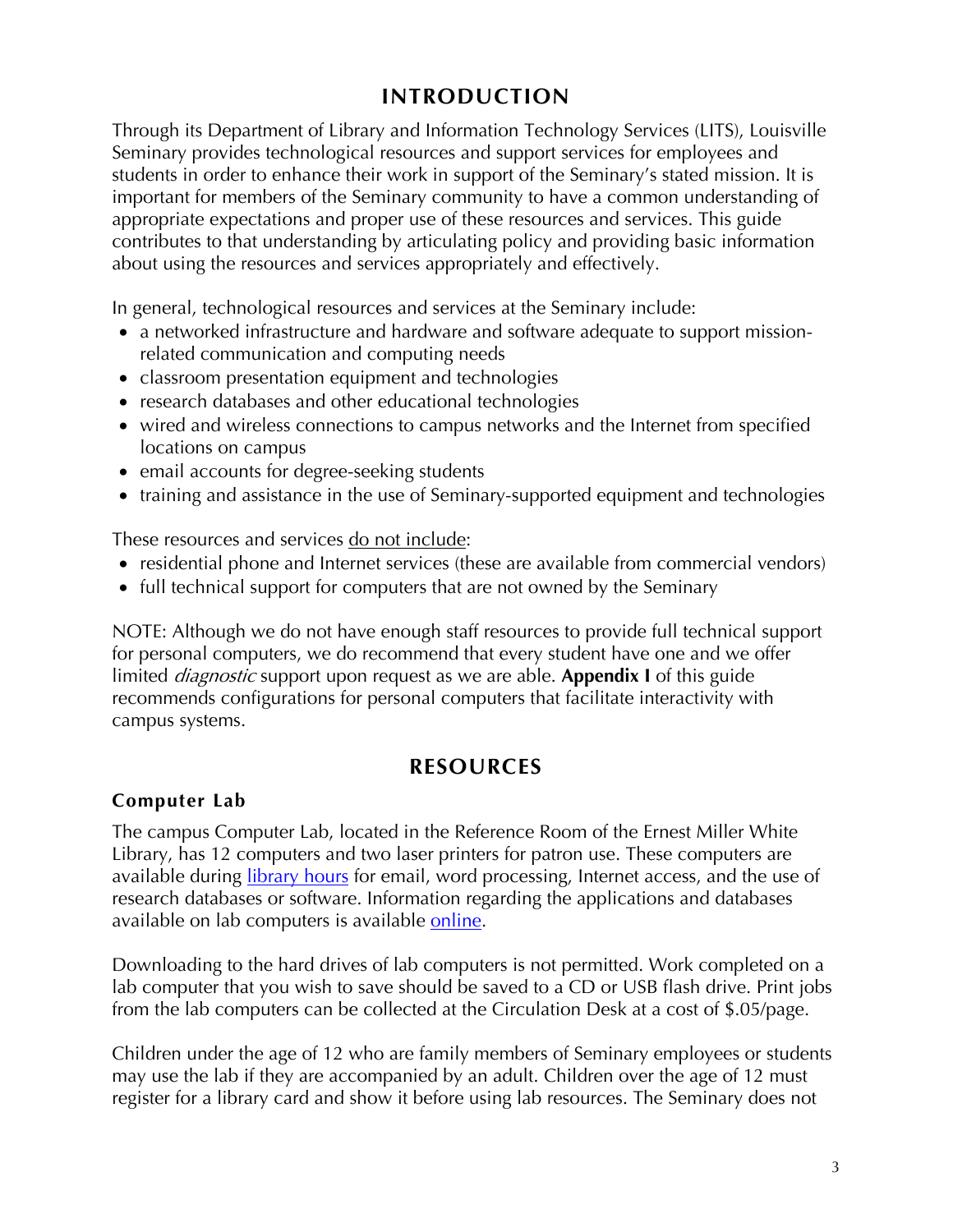# INTRODUCTION

Through its Department of Library and Information Technology Services (LITS), Louisville Seminary provides technological resources and support services for employees and students in order to enhance their work in support of the Seminary's stated mission. It is important for members of the Seminary community to have a common understanding of appropriate expectations and proper use of these resources and services. This guide contributes to that understanding by articulating policy and providing basic information about using the resources and services appropriately and effectively.

In general, technological resources and services at the Seminary include:

- a networked infrastructure and hardware and software adequate to support mission-related communication and computing needs
- classroom presentation equipment and technologies
- research databases and other educational technologies
- wired and wireless connections to campus networks and the Internet from specified locations on campus
- email accounts for degree-seeking students
- training and assistance in the use of Seminary-supported equipment and technologies

These resources and services <u>do not include</u>:

- residential phone and Internet services (these are available from commercial vendors)
- full technical support for computers that are not owned by the Seminary

NOTE: Although we do not have enough staff resources to provide full technical support for personal computers, we do recommend that every student have one and we offer limited *diagnostic* support upon request as we are able. **Appendix I** of this guide recommends configurations for personal computers that facilitate interactivity with campus systems.

# RESOURCES

## Computer Lab

The campus Computer Lab, located in the Reference Room of the Ernest Miller White Library, has 12 computers and two laser printers for patron use. These computers are available during library hours for email, word processing, Internet access, and the use of research databases or software. Information regarding the applications and databases available on lab computers is available online.

Downloading to the hard drives of lab computers is not permitted. Work completed on a lab computer that you wish to save should be saved to a CD or USB flash drive. Print jobs from the lab computers can be collected at the Circulation Desk at a cost of $.05/page.

Children under the age of 12 who are family members of Seminary employees or students may use the lab if they are accompanied by an adult. Children over the age of 12 must register for a library card and show it before using lab resources. The Seminary does not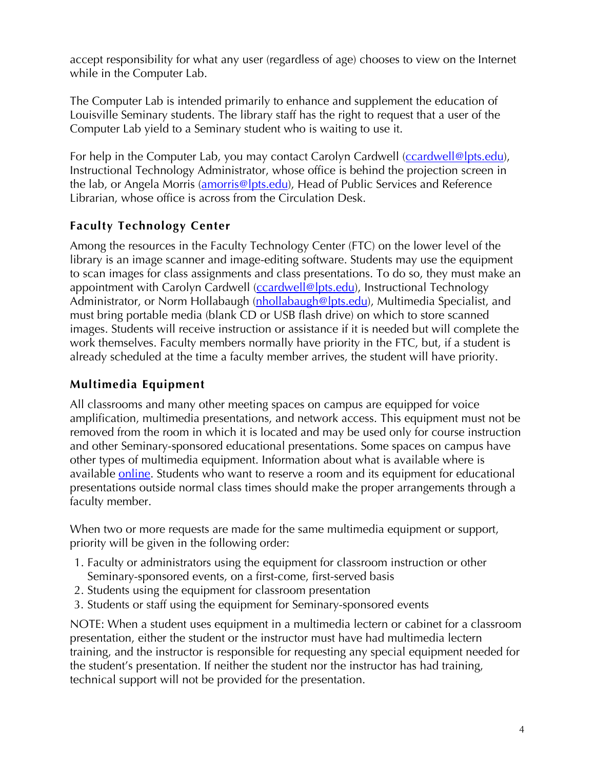accept responsibility for what any user (regardless of age) chooses to view on the Internet while in the Computer Lab.

The Computer Lab is intended primarily to enhance and supplement the education of Louisville Seminary students. The library staff has the right to request that a user of the Computer Lab yield to a Seminary student who is waiting to use it.

For help in the Computer Lab, you may contact Carolyn Cardwell (ccardwell@lpts.edu), Instructional Technology Administrator, whose office is behind the projection screen in the lab, or Angela Morris (amorris@lpts.edu), Head of Public Services and Reference Librarian, whose office is across from the Circulation Desk.

### Faculty Technology Center

Among the resources in the Faculty Technology Center (FTC) on the lower level of the library is an image scanner and image-editing software. Students may use the equipment to scan images for class assignments and class presentations. To do so, they must make an appointment with Carolyn Cardwell (ccardwell@lpts.edu), Instructional Technology Administrator, or Norm Hollabaugh (nhollabaugh@lpts.edu), Multimedia Specialist, and must bring portable media (blank CD or USB flash drive) on which to store scanned images. Students will receive instruction or assistance if it is needed but will complete the work themselves. Faculty members normally have priority in the FTC, but, if a student is already scheduled at the time a faculty member arrives, the student will have priority.

### Multimedia Equipment

All classrooms and many other meeting spaces on campus are equipped for voice amplification, multimedia presentations, and network access. This equipment must not be removed from the room in which it is located and may be used only for course instruction and other Seminary-sponsored educational presentations. Some spaces on campus have other types of multimedia equipment. Information about what is available where is available online. Students who want to reserve a room and its equipment for educational presentations outside normal class times should make the proper arrangements through a faculty member.

When two or more requests are made for the same multimedia equipment or support, priority will be given in the following order:

1. Faculty or administrators using the equipment for classroom instruction or other Seminary-sponsored events, on a first-come, first-served basis
2. Students using the equipment for classroom presentation
3. Students or staff using the equipment for Seminary-sponsored events

NOTE: When a student uses equipment in a multimedia lectern or cabinet for a classroom presentation, either the student or the instructor must have had multimedia lectern training, and the instructor is responsible for requesting any special equipment needed for the student's presentation. If neither the student nor the instructor has had training, technical support will not be provided for the presentation.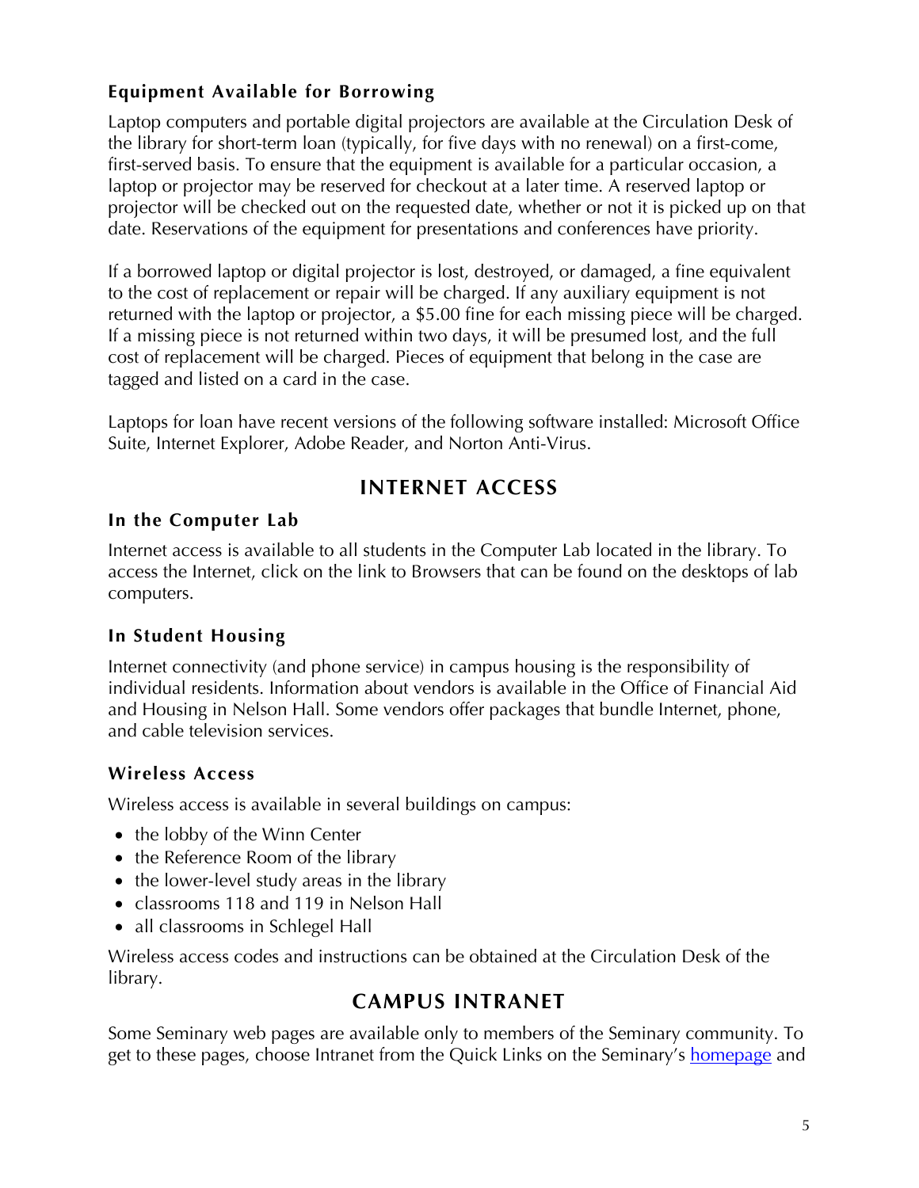### Equipment Available for Borrowing

Laptop computers and portable digital projectors are available at the Circulation Desk of the library for short-term loan (typically, for five days with no renewal) on a first-come, first-served basis. To ensure that the equipment is available for a particular occasion, a laptop or projector may be reserved for checkout at a later time. A reserved laptop or projector will be checked out on the requested date, whether or not it is picked up on that date. Reservations of the equipment for presentations and conferences have priority.

If a borrowed laptop or digital projector is lost, destroyed, or damaged, a fine equivalent to the cost of replacement or repair will be charged. If any auxiliary equipment is not returned with the laptop or projector, a $5.00 fine for each missing piece will be charged. If a missing piece is not returned within two days, it will be presumed lost, and the full cost of replacement will be charged. Pieces of equipment that belong in the case are tagged and listed on a card in the case.

Laptops for loan have recent versions of the following software installed: Microsoft Office Suite, Internet Explorer, Adobe Reader, and Norton Anti-Virus.

## INTERNET ACCESS

### In the Computer Lab

Internet access is available to all students in the Computer Lab located in the library. To access the Internet, click on the link to Browsers that can be found on the desktops of lab computers.

### In Student Housing

Internet connectivity (and phone service) in campus housing is the responsibility of individual residents. Information about vendors is available in the Office of Financial Aid and Housing in Nelson Hall. Some vendors offer packages that bundle Internet, phone, and cable television services.

### Wireless Access

Wireless access is available in several buildings on campus:

- the lobby of the Winn Center
- the Reference Room of the library
- the lower-level study areas in the library
- classrooms 118 and 119 in Nelson Hall
- all classrooms in Schlegel Hall

Wireless access codes and instructions can be obtained at the Circulation Desk of the library.

## CAMPUS INTRANET

Some Seminary web pages are available only to members of the Seminary community. To get to these pages, choose Intranet from the Quick Links on the Seminary's homepage and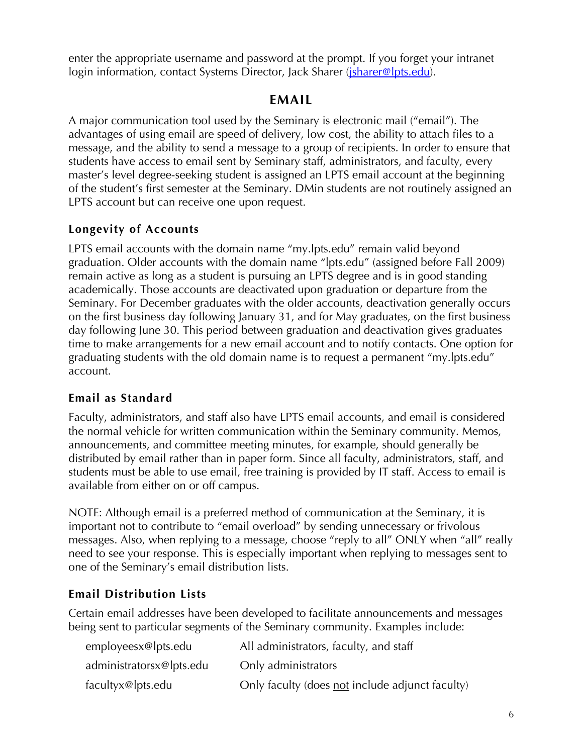enter the appropriate username and password at the prompt. If you forget your intranet login information, contact Systems Director, Jack Sharer (jsharer@lpts.edu).

## EMAIL

A major communication tool used by the Seminary is electronic mail ("email"). The advantages of using email are speed of delivery, low cost, the ability to attach files to a message, and the ability to send a message to a group of recipients. In order to ensure that students have access to email sent by Seminary staff, administrators, and faculty, every master's level degree-seeking student is assigned an LPTS email account at the beginning of the student's first semester at the Seminary. DMin students are not routinely assigned an LPTS account but can receive one upon request.

### Longevity of Accounts

LPTS email accounts with the domain name "my.lpts.edu" remain valid beyond graduation. Older accounts with the domain name "lpts.edu" (assigned before Fall 2009) remain active as long as a student is pursuing an LPTS degree and is in good standing academically. Those accounts are deactivated upon graduation or departure from the Seminary. For December graduates with the older accounts, deactivation generally occurs on the first business day following January 31, and for May graduates, on the first business day following June 30. This period between graduation and deactivation gives graduates time to make arrangements for a new email account and to notify contacts. One option for graduating students with the old domain name is to request a permanent "my.lpts.edu" account.

### Email as Standard

Faculty, administrators, and staff also have LPTS email accounts, and email is considered the normal vehicle for written communication within the Seminary community. Memos, announcements, and committee meeting minutes, for example, should generally be distributed by email rather than in paper form. Since all faculty, administrators, staff, and students must be able to use email, free training is provided by IT staff. Access to email is available from either on or off campus.

NOTE: Although email is a preferred method of communication at the Seminary, it is important not to contribute to "email overload" by sending unnecessary or frivolous messages. Also, when replying to a message, choose "reply to all" ONLY when "all" really need to see your response. This is especially important when replying to messages sent to one of the Seminary's email distribution lists.

### Email Distribution Lists

Certain email addresses have been developed to facilitate announcements and messages being sent to particular segments of the Seminary community. Examples include:

| | |
|---|---|
| employeesx@lpts.edu | All administrators, faculty, and staff |
| administratorsx@lpts.edu | Only administrators |
| facultyx@lpts.edu | Only faculty (does not include adjunct faculty) |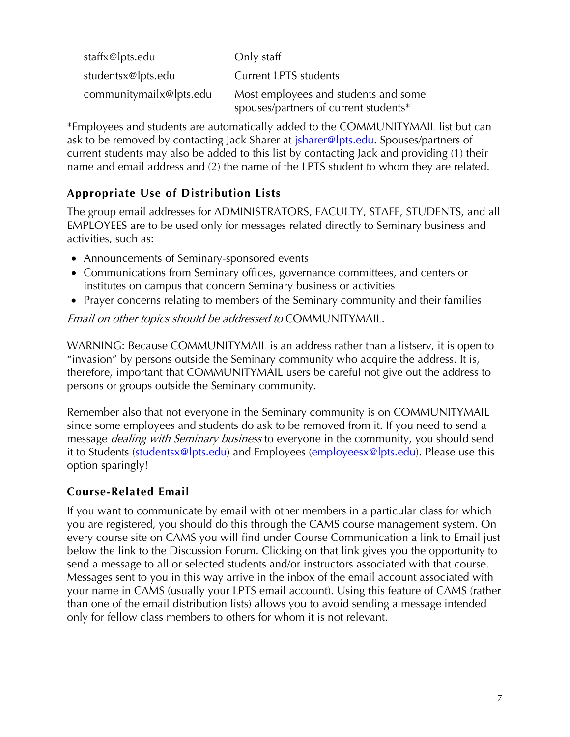| | |
|---|---|
| staffx@lpts.edu | Only staff |
| studentsx@lpts.edu | Current LPTS students |
| communitymailx@lpts.edu | Most employees and students and some spouses/partners of current students* |

*Employees and students are automatically added to the COMMUNITYMAIL list but can ask to be removed by contacting Jack Sharer at jsharer@lpts.edu. Spouses/partners of current students may also be added to this list by contacting Jack and providing (1) their name and email address and (2) the name of the LPTS student to whom they are related.

### Appropriate Use of Distribution Lists

The group email addresses for ADMINISTRATORS, FACULTY, STAFF, STUDENTS, and all EMPLOYEES are to be used only for messages related directly to Seminary business and activities, such as:

- Announcements of Seminary-sponsored events
- Communications from Seminary offices, governance committees, and centers or institutes on campus that concern Seminary business or activities
- Prayer concerns relating to members of the Seminary community and their families

*Email on other topics should be addressed to* COMMUNITYMAIL.

WARNING: Because COMMUNITYMAIL is an address rather than a listserv, it is open to "invasion" by persons outside the Seminary community who acquire the address. It is, therefore, important that COMMUNITYMAIL users be careful not give out the address to persons or groups outside the Seminary community.

Remember also that not everyone in the Seminary community is on COMMUNITYMAIL since some employees and students do ask to be removed from it. If you need to send a message *dealing with Seminary business* to everyone in the community, you should send it to Students (studentsx@lpts.edu) and Employees (employeesx@lpts.edu). Please use this option sparingly!

### Course-Related Email

If you want to communicate by email with other members in a particular class for which you are registered, you should do this through the CAMS course management system. On every course site on CAMS you will find under Course Communication a link to Email just below the link to the Discussion Forum. Clicking on that link gives you the opportunity to send a message to all or selected students and/or instructors associated with that course. Messages sent to you in this way arrive in the inbox of the email account associated with your name in CAMS (usually your LPTS email account). Using this feature of CAMS (rather than one of the email distribution lists) allows you to avoid sending a message intended only for fellow class members to others for whom it is not relevant.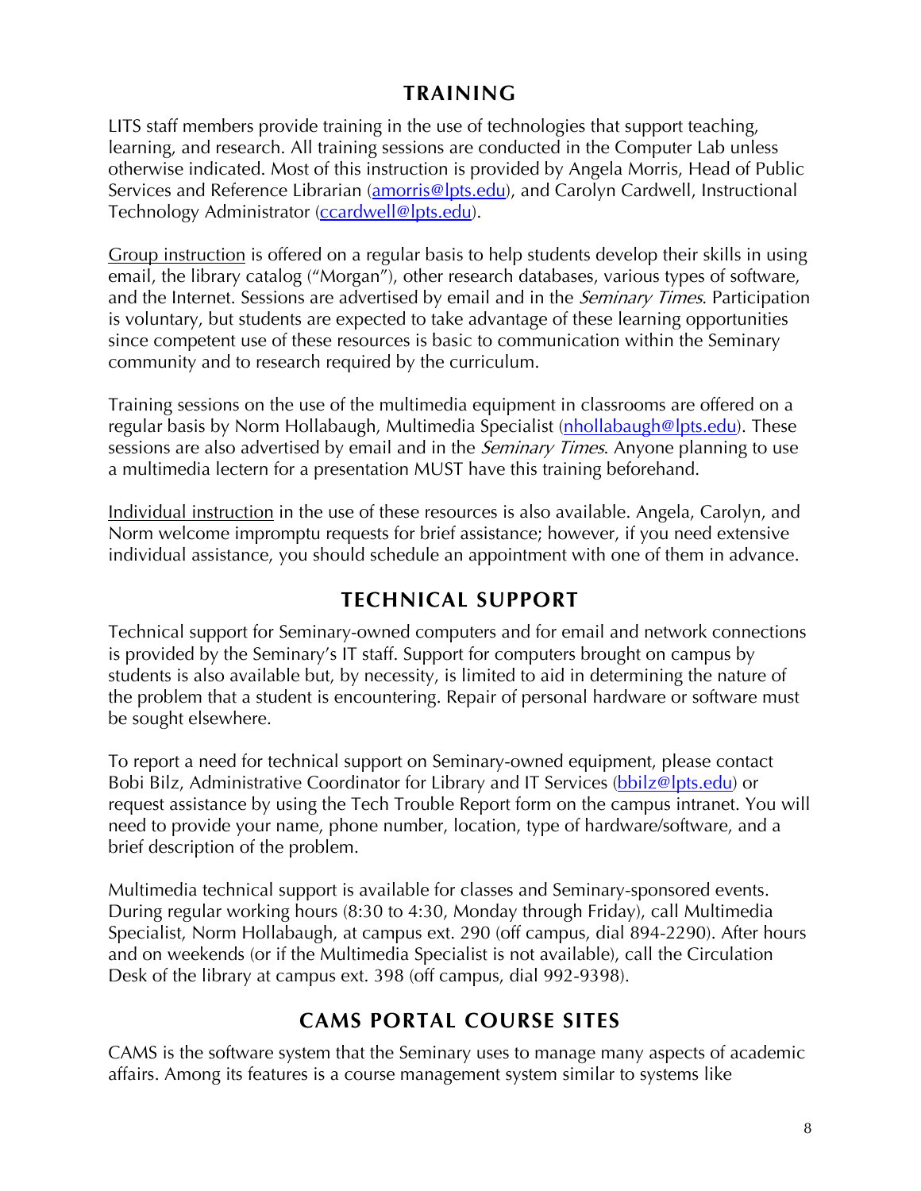## TRAINING

LITS staff members provide training in the use of technologies that support teaching, learning, and research. All training sessions are conducted in the Computer Lab unless otherwise indicated. Most of this instruction is provided by Angela Morris, Head of Public Services and Reference Librarian (amorris@lpts.edu), and Carolyn Cardwell, Instructional Technology Administrator (ccardwell@lpts.edu).

Group instruction is offered on a regular basis to help students develop their skills in using email, the library catalog ("Morgan"), other research databases, various types of software, and the Internet. Sessions are advertised by email and in the *Seminary Times*. Participation is voluntary, but students are expected to take advantage of these learning opportunities since competent use of these resources is basic to communication within the Seminary community and to research required by the curriculum.

Training sessions on the use of the multimedia equipment in classrooms are offered on a regular basis by Norm Hollabaugh, Multimedia Specialist (nhollabaugh@lpts.edu). These sessions are also advertised by email and in the *Seminary Times*. Anyone planning to use a multimedia lectern for a presentation MUST have this training beforehand.

Individual instruction in the use of these resources is also available. Angela, Carolyn, and Norm welcome impromptu requests for brief assistance; however, if you need extensive individual assistance, you should schedule an appointment with one of them in advance.

## TECHNICAL SUPPORT

Technical support for Seminary-owned computers and for email and network connections is provided by the Seminary's IT staff. Support for computers brought on campus by students is also available but, by necessity, is limited to aid in determining the nature of the problem that a student is encountering. Repair of personal hardware or software must be sought elsewhere.

To report a need for technical support on Seminary-owned equipment, please contact Bobi Bilz, Administrative Coordinator for Library and IT Services (bbilz@lpts.edu) or request assistance by using the Tech Trouble Report form on the campus intranet. You will need to provide your name, phone number, location, type of hardware/software, and a brief description of the problem.

Multimedia technical support is available for classes and Seminary-sponsored events. During regular working hours (8:30 to 4:30, Monday through Friday), call Multimedia Specialist, Norm Hollabaugh, at campus ext. 290 (off campus, dial 894-2290). After hours and on weekends (or if the Multimedia Specialist is not available), call the Circulation Desk of the library at campus ext. 398 (off campus, dial 992-9398).

## CAMS PORTAL COURSE SITES

CAMS is the software system that the Seminary uses to manage many aspects of academic affairs. Among its features is a course management system similar to systems like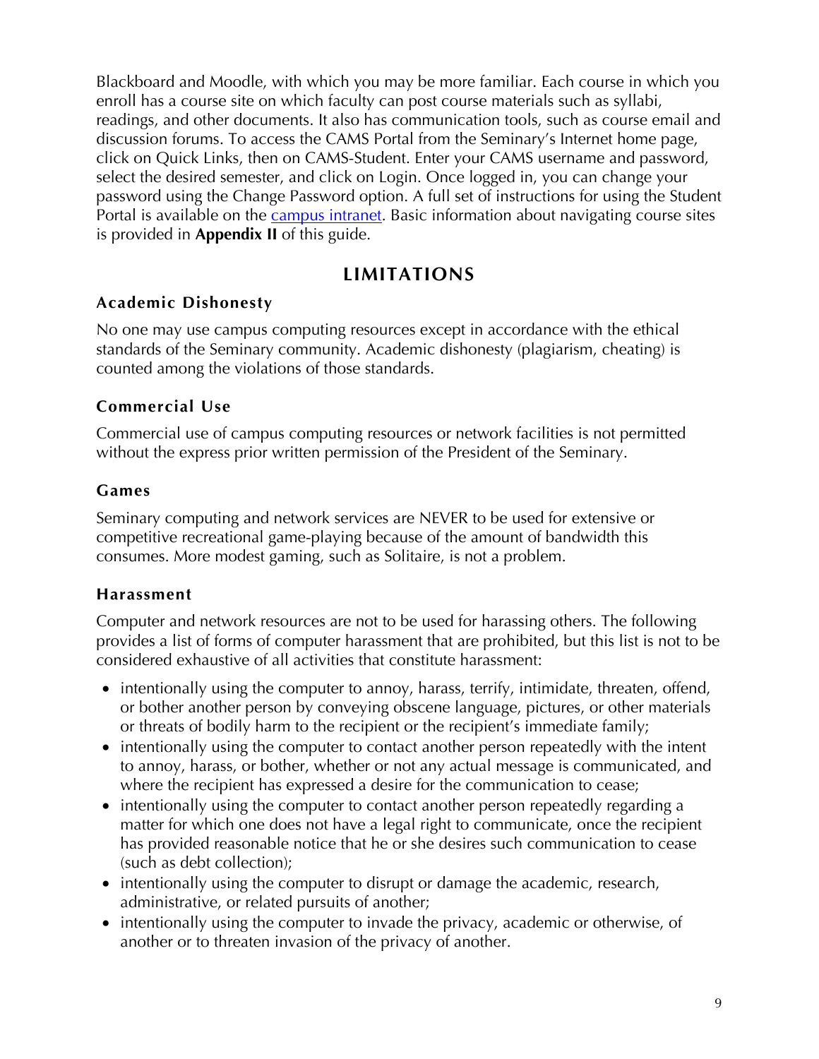Blackboard and Moodle, with which you may be more familiar. Each course in which you enroll has a course site on which faculty can post course materials such as syllabi, readings, and other documents. It also has communication tools, such as course email and discussion forums. To access the CAMS Portal from the Seminary's Internet home page, click on Quick Links, then on CAMS-Student. Enter your CAMS username and password, select the desired semester, and click on Login. Once logged in, you can change your password using the Change Password option. A full set of instructions for using the Student Portal is available on the campus intranet. Basic information about navigating course sites is provided in **Appendix II** of this guide.

## LIMITATIONS

### Academic Dishonesty

No one may use campus computing resources except in accordance with the ethical standards of the Seminary community. Academic dishonesty (plagiarism, cheating) is counted among the violations of those standards.

### Commercial Use

Commercial use of campus computing resources or network facilities is not permitted without the express prior written permission of the President of the Seminary.

### Games

Seminary computing and network services are NEVER to be used for extensive or competitive recreational game-playing because of the amount of bandwidth this consumes. More modest gaming, such as Solitaire, is not a problem.

### Harassment

Computer and network resources are not to be used for harassing others. The following provides a list of forms of computer harassment that are prohibited, but this list is not to be considered exhaustive of all activities that constitute harassment:

- intentionally using the computer to annoy, harass, terrify, intimidate, threaten, offend, or bother another person by conveying obscene language, pictures, or other materials or threats of bodily harm to the recipient or the recipient's immediate family;
- intentionally using the computer to contact another person repeatedly with the intent to annoy, harass, or bother, whether or not any actual message is communicated, and where the recipient has expressed a desire for the communication to cease;
- intentionally using the computer to contact another person repeatedly regarding a matter for which one does not have a legal right to communicate, once the recipient has provided reasonable notice that he or she desires such communication to cease (such as debt collection);
- intentionally using the computer to disrupt or damage the academic, research, administrative, or related pursuits of another;
- intentionally using the computer to invade the privacy, academic or otherwise, of another or to threaten invasion of the privacy of another.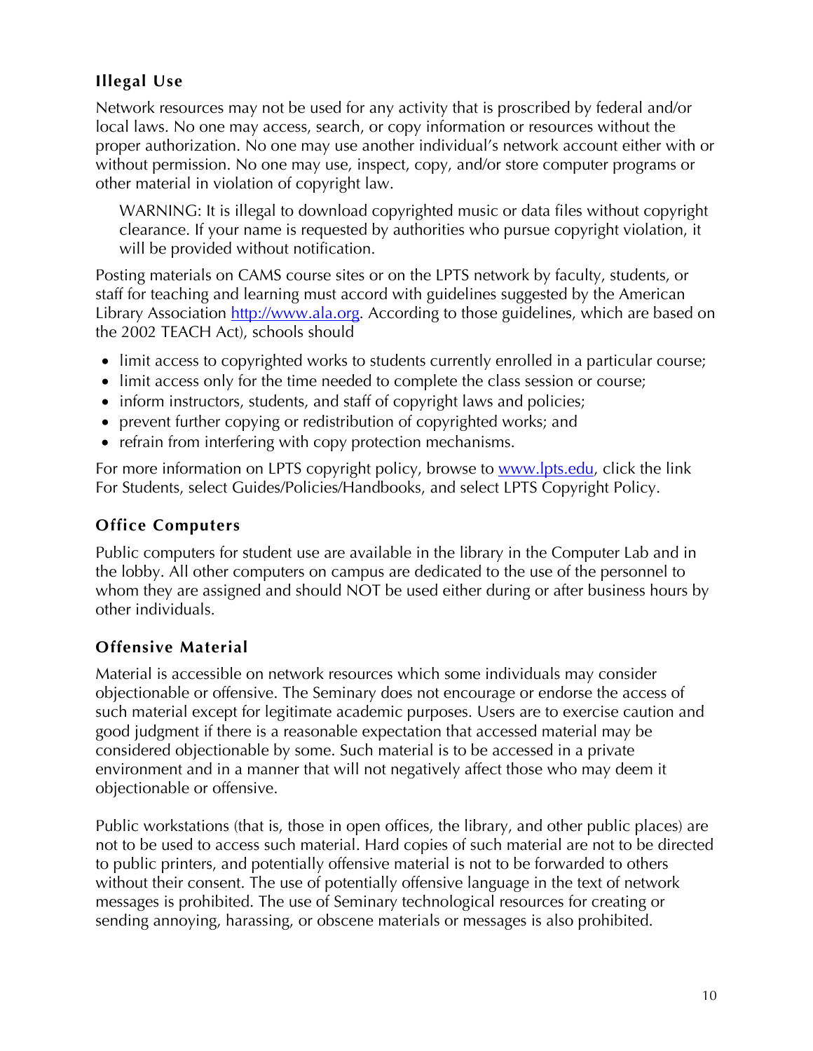### Illegal Use

Network resources may not be used for any activity that is proscribed by federal and/or local laws. No one may access, search, or copy information or resources without the proper authorization. No one may use another individual's network account either with or without permission. No one may use, inspect, copy, and/or store computer programs or other material in violation of copyright law.

> WARNING: It is illegal to download copyrighted music or data files without copyright clearance. If your name is requested by authorities who pursue copyright violation, it will be provided without notification.

Posting materials on CAMS course sites or on the LPTS network by faculty, students, or staff for teaching and learning must accord with guidelines suggested by the American Library Association http://www.ala.org. According to those guidelines, which are based on the 2002 TEACH Act), schools should

- limit access to copyrighted works to students currently enrolled in a particular course;
- limit access only for the time needed to complete the class session or course;
- inform instructors, students, and staff of copyright laws and policies;
- prevent further copying or redistribution of copyrighted works; and
- refrain from interfering with copy protection mechanisms.

For more information on LPTS copyright policy, browse to www.lpts.edu, click the link For Students, select Guides/Policies/Handbooks, and select LPTS Copyright Policy.

### Office Computers

Public computers for student use are available in the library in the Computer Lab and in the lobby. All other computers on campus are dedicated to the use of the personnel to whom they are assigned and should NOT be used either during or after business hours by other individuals.

### Offensive Material

Material is accessible on network resources which some individuals may consider objectionable or offensive. The Seminary does not encourage or endorse the access of such material except for legitimate academic purposes. Users are to exercise caution and good judgment if there is a reasonable expectation that accessed material may be considered objectionable by some. Such material is to be accessed in a private environment and in a manner that will not negatively affect those who may deem it objectionable or offensive.

Public workstations (that is, those in open offices, the library, and other public places) are not to be used to access such material. Hard copies of such material are not to be directed to public printers, and potentially offensive material is not to be forwarded to others without their consent. The use of potentially offensive language in the text of network messages is prohibited. The use of Seminary technological resources for creating or sending annoying, harassing, or obscene materials or messages is also prohibited.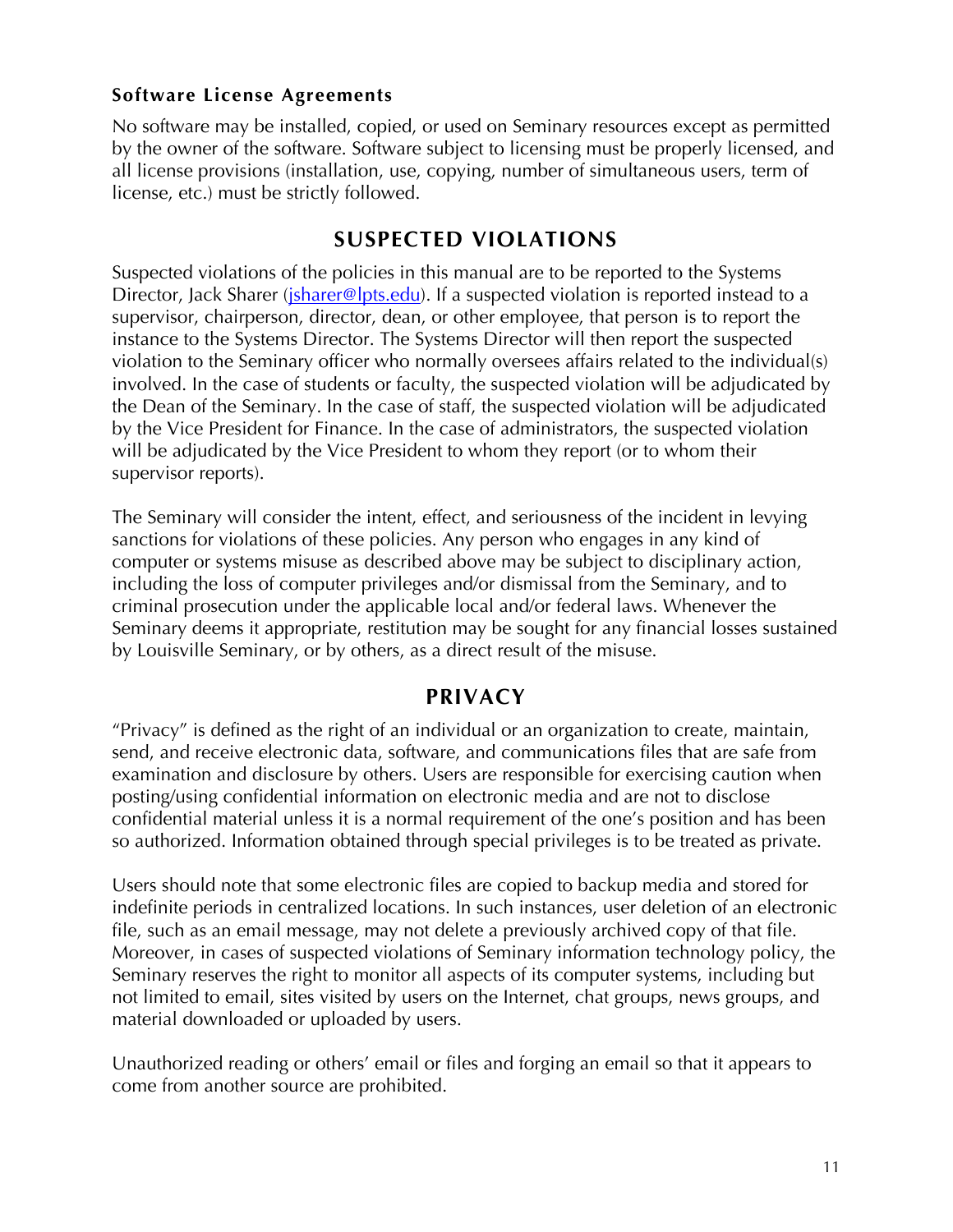### Software License Agreements

No software may be installed, copied, or used on Seminary resources except as permitted by the owner of the software. Software subject to licensing must be properly licensed, and all license provisions (installation, use, copying, number of simultaneous users, term of license, etc.) must be strictly followed.

## SUSPECTED VIOLATIONS

Suspected violations of the policies in this manual are to be reported to the Systems Director, Jack Sharer (jsharer@lpts.edu). If a suspected violation is reported instead to a supervisor, chairperson, director, dean, or other employee, that person is to report the instance to the Systems Director. The Systems Director will then report the suspected violation to the Seminary officer who normally oversees affairs related to the individual(s) involved. In the case of students or faculty, the suspected violation will be adjudicated by the Dean of the Seminary. In the case of staff, the suspected violation will be adjudicated by the Vice President for Finance. In the case of administrators, the suspected violation will be adjudicated by the Vice President to whom they report (or to whom their supervisor reports).

The Seminary will consider the intent, effect, and seriousness of the incident in levying sanctions for violations of these policies. Any person who engages in any kind of computer or systems misuse as described above may be subject to disciplinary action, including the loss of computer privileges and/or dismissal from the Seminary, and to criminal prosecution under the applicable local and/or federal laws. Whenever the Seminary deems it appropriate, restitution may be sought for any financial losses sustained by Louisville Seminary, or by others, as a direct result of the misuse.

## PRIVACY

"Privacy" is defined as the right of an individual or an organization to create, maintain, send, and receive electronic data, software, and communications files that are safe from examination and disclosure by others. Users are responsible for exercising caution when posting/using confidential information on electronic media and are not to disclose confidential material unless it is a normal requirement of the one's position and has been so authorized. Information obtained through special privileges is to be treated as private.

Users should note that some electronic files are copied to backup media and stored for indefinite periods in centralized locations. In such instances, user deletion of an electronic file, such as an email message, may not delete a previously archived copy of that file. Moreover, in cases of suspected violations of Seminary information technology policy, the Seminary reserves the right to monitor all aspects of its computer systems, including but not limited to email, sites visited by users on the Internet, chat groups, news groups, and material downloaded or uploaded by users.

Unauthorized reading or others' email or files and forging an email so that it appears to come from another source are prohibited.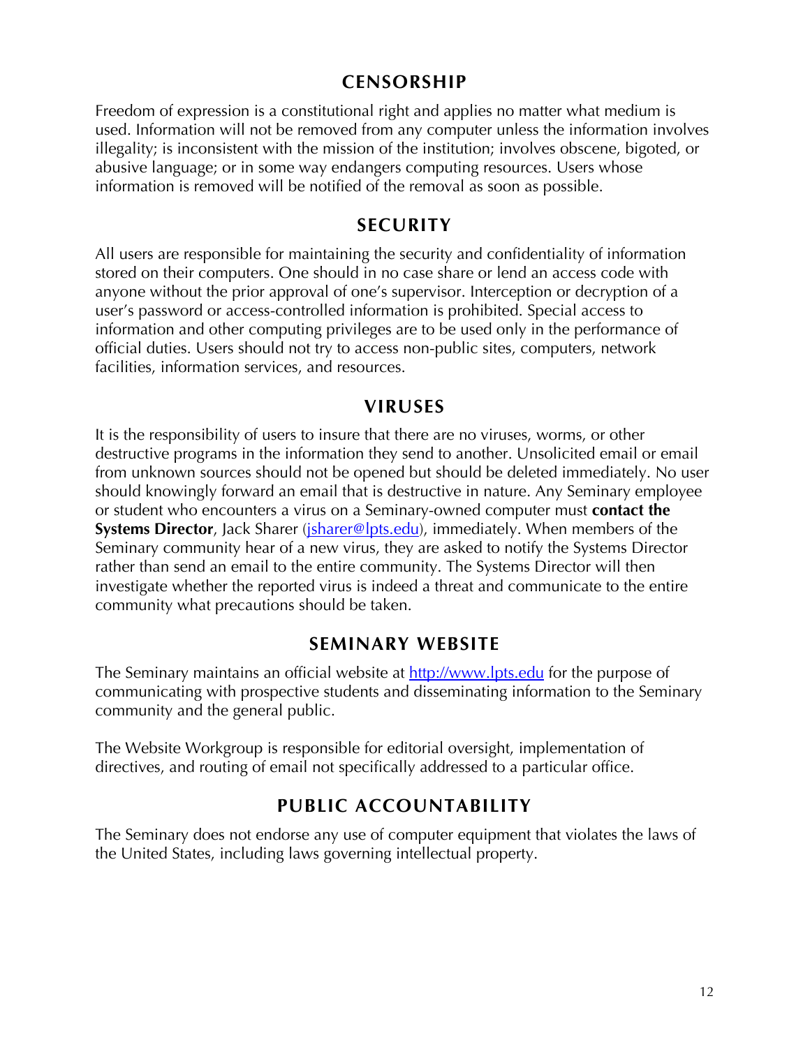## CENSORSHIP

Freedom of expression is a constitutional right and applies no matter what medium is used. Information will not be removed from any computer unless the information involves illegality; is inconsistent with the mission of the institution; involves obscene, bigoted, or abusive language; or in some way endangers computing resources. Users whose information is removed will be notified of the removal as soon as possible.

## SECURITY

All users are responsible for maintaining the security and confidentiality of information stored on their computers. One should in no case share or lend an access code with anyone without the prior approval of one's supervisor. Interception or decryption of a user's password or access-controlled information is prohibited. Special access to information and other computing privileges are to be used only in the performance of official duties. Users should not try to access non-public sites, computers, network facilities, information services, and resources.

## VIRUSES

It is the responsibility of users to insure that there are no viruses, worms, or other destructive programs in the information they send to another. Unsolicited email or email from unknown sources should not be opened but should be deleted immediately. No user should knowingly forward an email that is destructive in nature. Any Seminary employee or student who encounters a virus on a Seminary-owned computer must **contact the Systems Director**, Jack Sharer (jsharer@lpts.edu), immediately. When members of the Seminary community hear of a new virus, they are asked to notify the Systems Director rather than send an email to the entire community. The Systems Director will then investigate whether the reported virus is indeed a threat and communicate to the entire community what precautions should be taken.

## SEMINARY WEBSITE

The Seminary maintains an official website at http://www.lpts.edu for the purpose of communicating with prospective students and disseminating information to the Seminary community and the general public.

The Website Workgroup is responsible for editorial oversight, implementation of directives, and routing of email not specifically addressed to a particular office.

## PUBLIC ACCOUNTABILITY

The Seminary does not endorse any use of computer equipment that violates the laws of the United States, including laws governing intellectual property.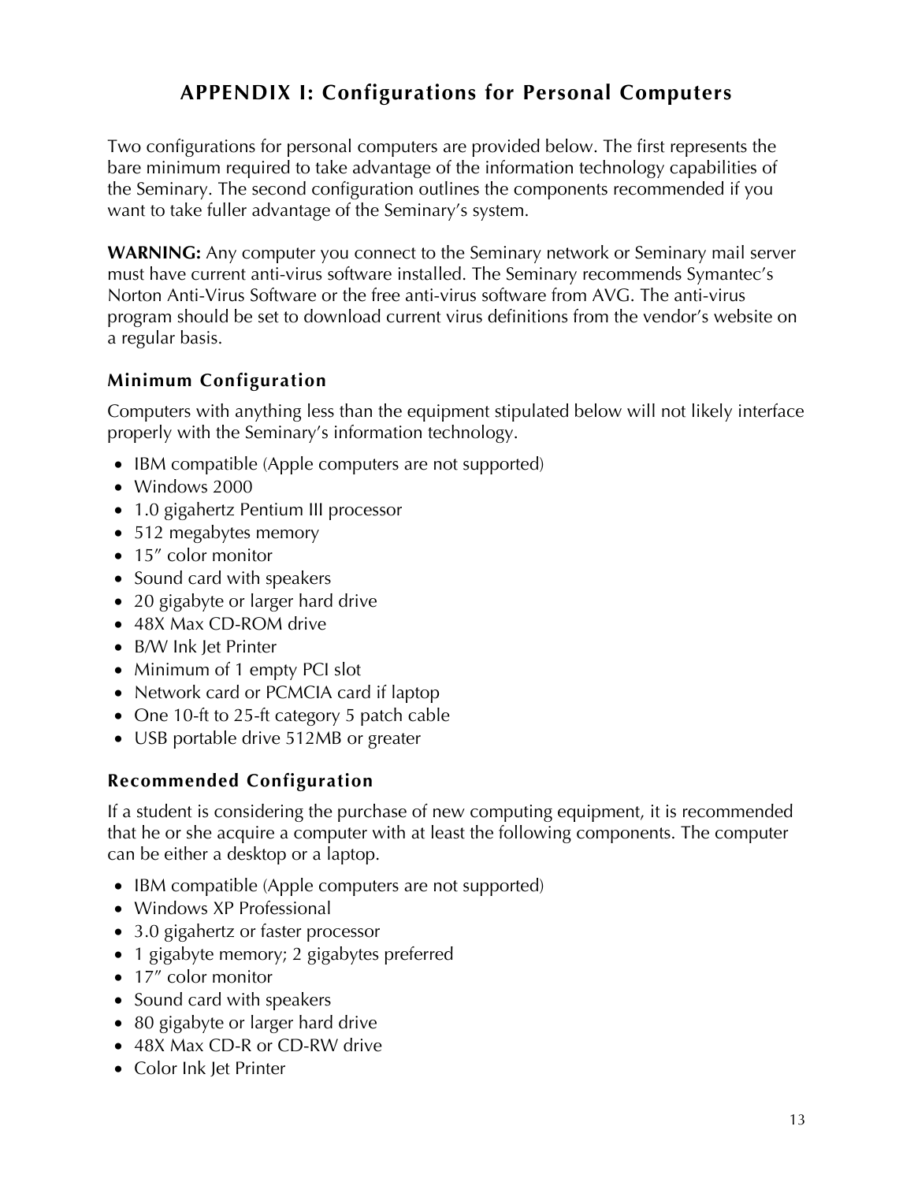# APPENDIX I: Configurations for Personal Computers

Two configurations for personal computers are provided below. The first represents the bare minimum required to take advantage of the information technology capabilities of the Seminary. The second configuration outlines the components recommended if you want to take fuller advantage of the Seminary's system.

**WARNING:** Any computer you connect to the Seminary network or Seminary mail server must have current anti-virus software installed. The Seminary recommends Symantec's Norton Anti-Virus Software or the free anti-virus software from AVG. The anti-virus program should be set to download current virus definitions from the vendor's website on a regular basis.

## Minimum Configuration

Computers with anything less than the equipment stipulated below will not likely interface properly with the Seminary's information technology.

- IBM compatible (Apple computers are not supported)
- Windows 2000
- 1.0 gigahertz Pentium III processor
- 512 megabytes memory
- 15″ color monitor
- Sound card with speakers
- 20 gigabyte or larger hard drive
- 48X Max CD-ROM drive
- B/W Ink Jet Printer
- Minimum of 1 empty PCI slot
- Network card or PCMCIA card if laptop
- One 10-ft to 25-ft category 5 patch cable
- USB portable drive 512MB or greater

## Recommended Configuration

If a student is considering the purchase of new computing equipment, it is recommended that he or she acquire a computer with at least the following components. The computer can be either a desktop or a laptop.

- IBM compatible (Apple computers are not supported)
- Windows XP Professional
- 3.0 gigahertz or faster processor
- 1 gigabyte memory; 2 gigabytes preferred
- 17″ color monitor
- Sound card with speakers
- 80 gigabyte or larger hard drive
- 48X Max CD-R or CD-RW drive
- Color Ink Jet Printer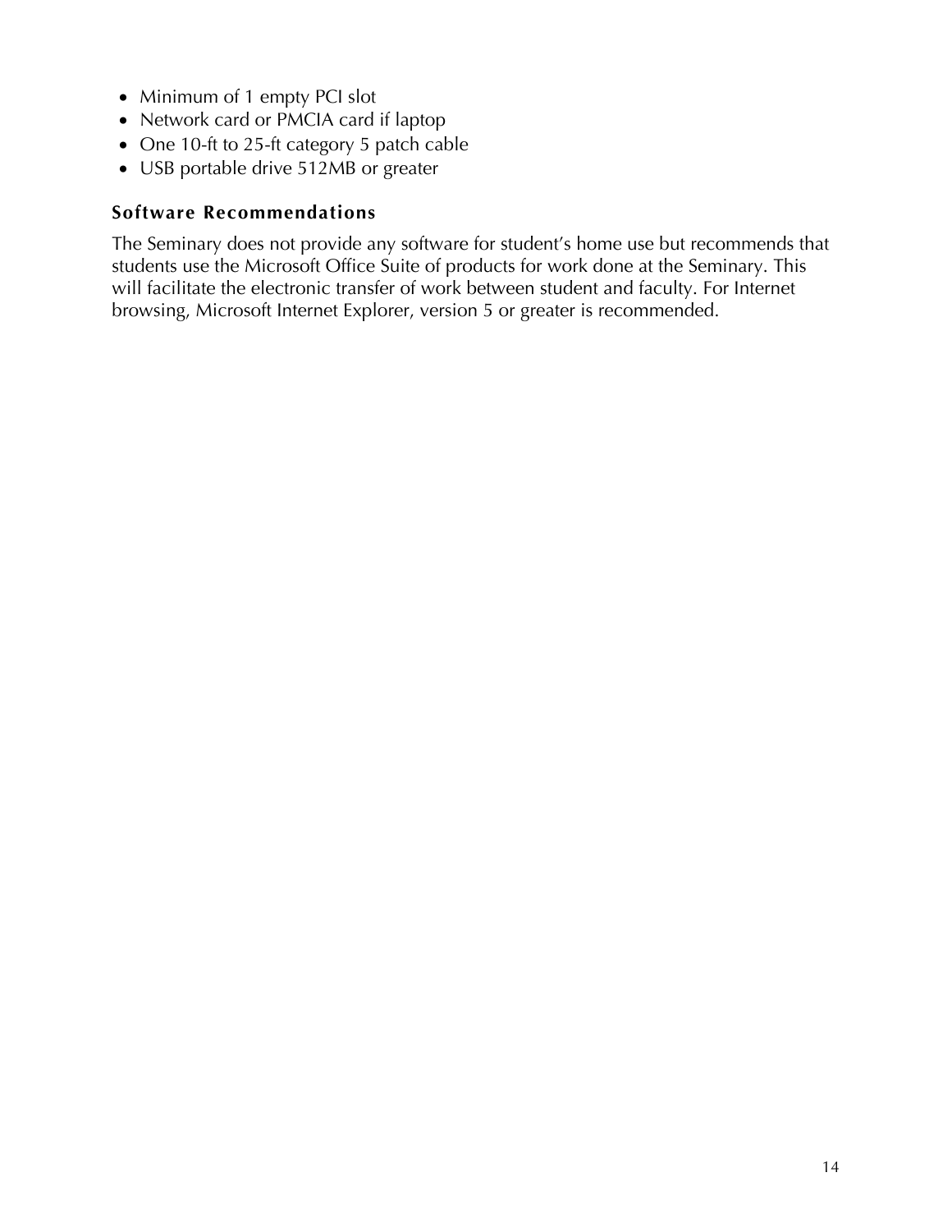- Minimum of 1 empty PCI slot
- Network card or PMCIA card if laptop
- One 10-ft to 25-ft category 5 patch cable
- USB portable drive 512MB or greater

### Software Recommendations

The Seminary does not provide any software for student's home use but recommends that students use the Microsoft Office Suite of products for work done at the Seminary. This will facilitate the electronic transfer of work between student and faculty. For Internet browsing, Microsoft Internet Explorer, version 5 or greater is recommended.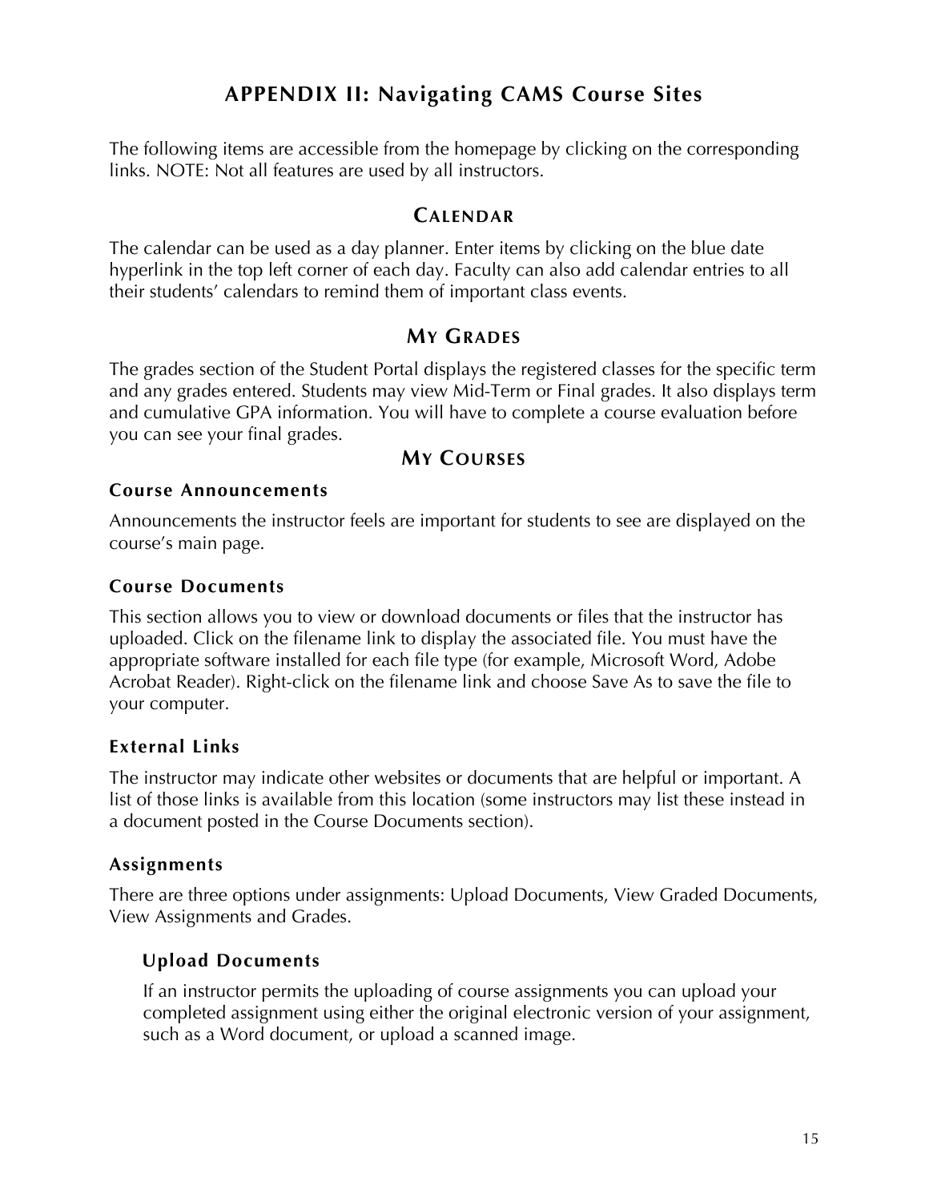# APPENDIX II: Navigating CAMS Course Sites

The following items are accessible from the homepage by clicking on the corresponding links. NOTE: Not all features are used by all instructors.

## CALENDAR

The calendar can be used as a day planner. Enter items by clicking on the blue date hyperlink in the top left corner of each day. Faculty can also add calendar entries to all their students' calendars to remind them of important class events.

## MY GRADES

The grades section of the Student Portal displays the registered classes for the specific term and any grades entered. Students may view Mid-Term or Final grades. It also displays term and cumulative GPA information. You will have to complete a course evaluation before you can see your final grades.

## MY COURSES

### Course Announcements

Announcements the instructor feels are important for students to see are displayed on the course's main page.

### Course Documents

This section allows you to view or download documents or files that the instructor has uploaded. Click on the filename link to display the associated file. You must have the appropriate software installed for each file type (for example, Microsoft Word, Adobe Acrobat Reader). Right-click on the filename link and choose Save As to save the file to your computer.

### External Links

The instructor may indicate other websites or documents that are helpful or important. A list of those links is available from this location (some instructors may list these instead in a document posted in the Course Documents section).

### Assignments

There are three options under assignments: Upload Documents, View Graded Documents, View Assignments and Grades.

#### Upload Documents

If an instructor permits the uploading of course assignments you can upload your completed assignment using either the original electronic version of your assignment, such as a Word document, or upload a scanned image.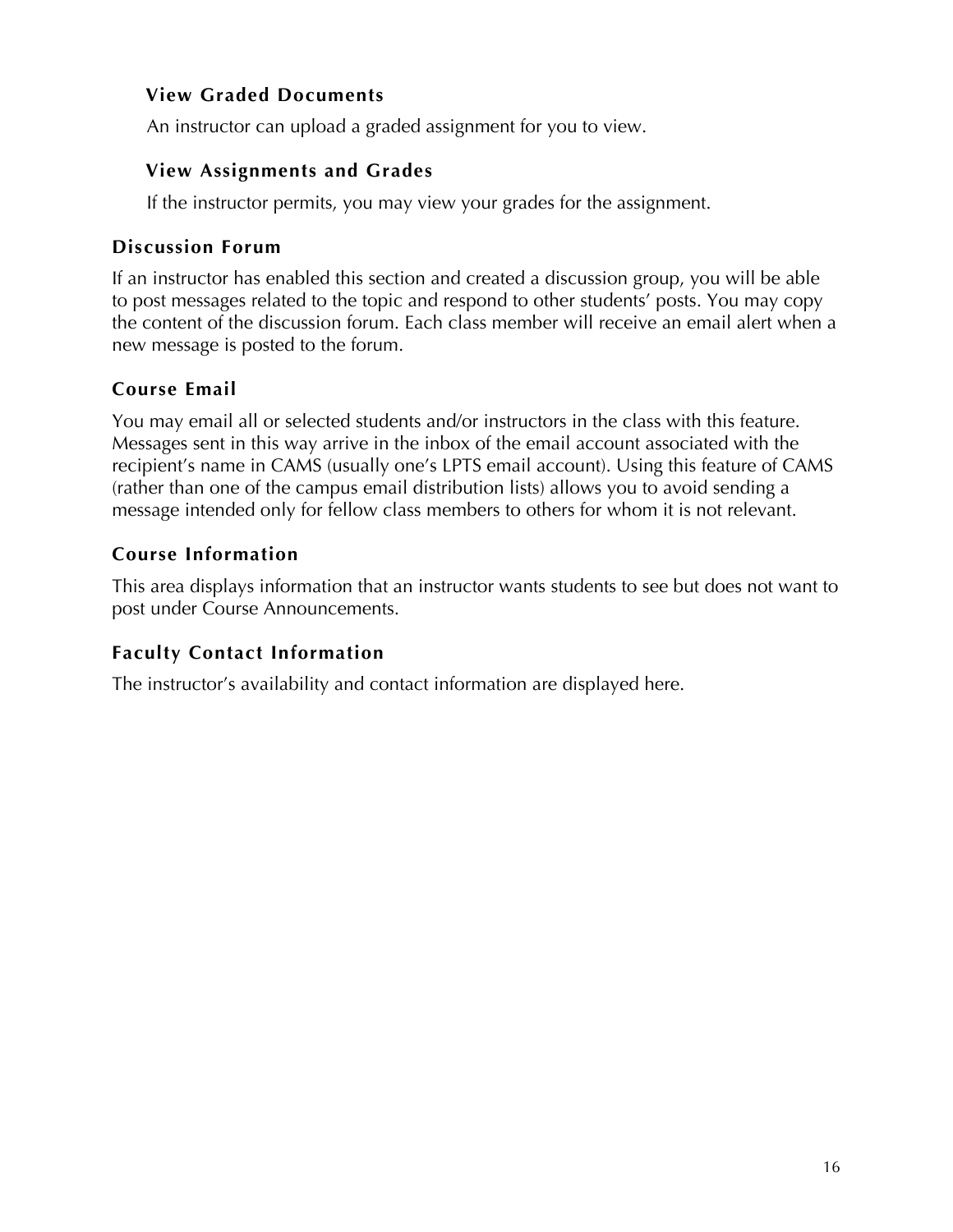#### View Graded Documents

An instructor can upload a graded assignment for you to view.

#### View Assignments and Grades

If the instructor permits, you may view your grades for the assignment.

### Discussion Forum

If an instructor has enabled this section and created a discussion group, you will be able to post messages related to the topic and respond to other students' posts. You may copy the content of the discussion forum. Each class member will receive an email alert when a new message is posted to the forum.

### Course Email

You may email all or selected students and/or instructors in the class with this feature. Messages sent in this way arrive in the inbox of the email account associated with the recipient's name in CAMS (usually one's LPTS email account). Using this feature of CAMS (rather than one of the campus email distribution lists) allows you to avoid sending a message intended only for fellow class members to others for whom it is not relevant.

### Course Information

This area displays information that an instructor wants students to see but does not want to post under Course Announcements.

### Faculty Contact Information

The instructor's availability and contact information are displayed here.